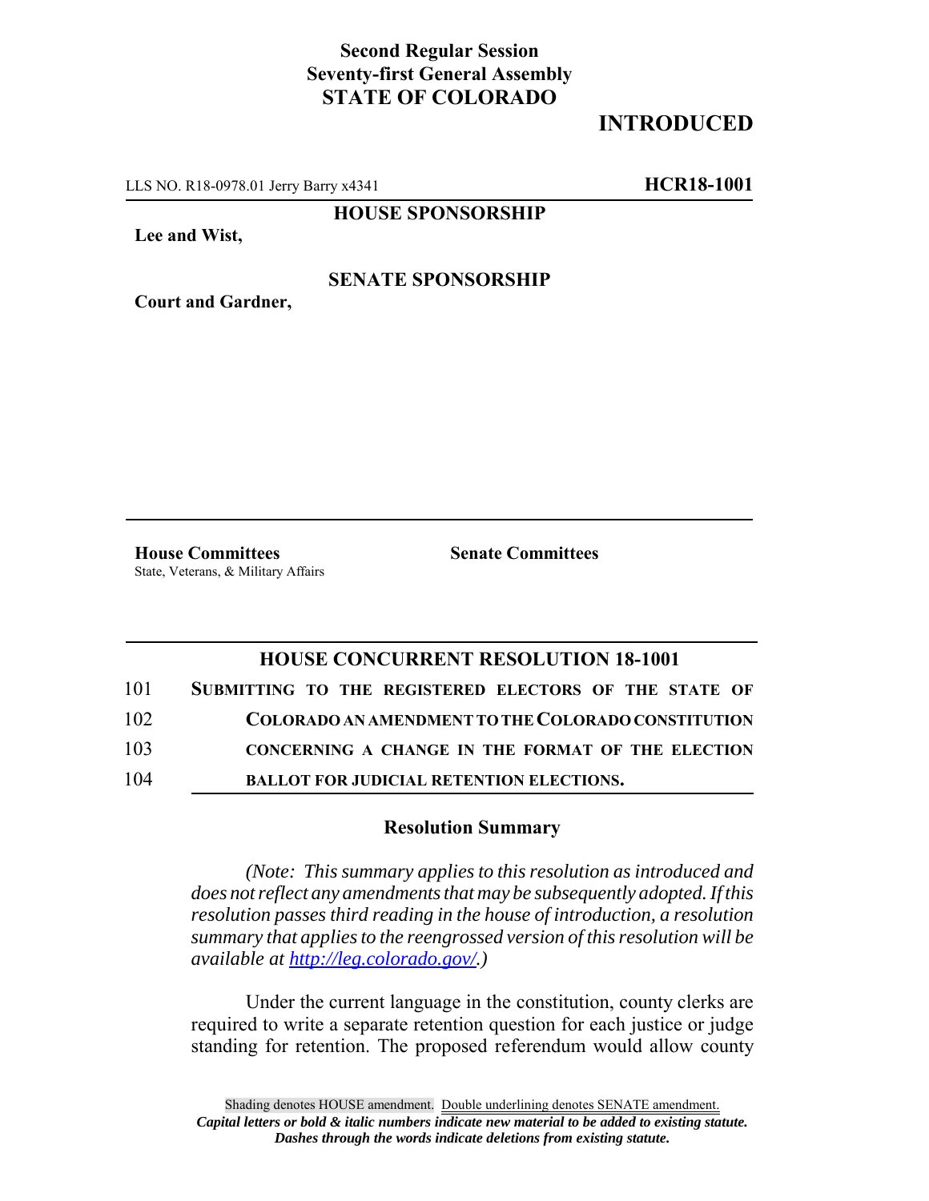**Second Regular Session**
**Seventy-first General Assembly**
**STATE OF COLORADO**

**INTRODUCED**

LLS NO. R18-0978.01 Jerry Barry x4341 **HCR18-1001**

**HOUSE SPONSORSHIP**

**Lee and Wist,**

**SENATE SPONSORSHIP**

**Court and Gardner,**

**House Committees**
State, Veterans, & Military Affairs

**Senate Committees**

## HOUSE CONCURRENT RESOLUTION 18-1001

101 **SUBMITTING TO THE REGISTERED ELECTORS OF THE STATE OF**
102 **COLORADO AN AMENDMENT TO THE COLORADO CONSTITUTION**
103 **CONCERNING A CHANGE IN THE FORMAT OF THE ELECTION**
104 **BALLOT FOR JUDICIAL RETENTION ELECTIONS.**

### Resolution Summary

*(Note: This summary applies to this resolution as introduced and does not reflect any amendments that may be subsequently adopted. If this resolution passes third reading in the house of introduction, a resolution summary that applies to the reengrossed version of this resolution will be available at http://leg.colorado.gov/.)*

Under the current language in the constitution, county clerks are required to write a separate retention question for each justice or judge standing for retention. The proposed referendum would allow county

Shading denotes HOUSE amendment. Double underlining denotes SENATE amendment.
*Capital letters or bold & italic numbers indicate new material to be added to existing statute.*
*Dashes through the words indicate deletions from existing statute.*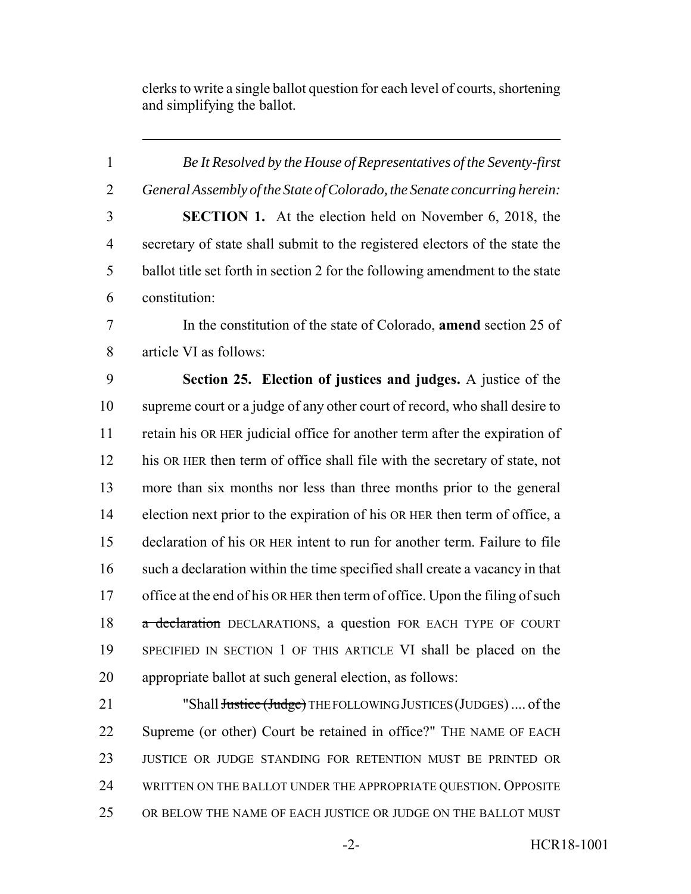clerks to write a single ballot question for each level of courts, shortening and simplifying the ballot.

---

1 *Be It Resolved by the House of Representatives of the Seventy-first*
2 *General Assembly of the State of Colorado, the Senate concurring herein:*
3 **SECTION 1.** At the election held on November 6, 2018, the
4 secretary of state shall submit to the registered electors of the state the
5 ballot title set forth in section 2 for the following amendment to the state
6 constitution:
7 In the constitution of the state of Colorado, **amend** section 25 of
8 article VI as follows:
9 **Section 25. Election of justices and judges.** A justice of the
10 supreme court or a judge of any other court of record, who shall desire to
11 retain his OR HER judicial office for another term after the expiration of
12 his OR HER then term of office shall file with the secretary of state, not
13 more than six months nor less than three months prior to the general
14 election next prior to the expiration of his OR HER then term of office, a
15 declaration of his OR HER intent to run for another term. Failure to file
16 such a declaration within the time specified shall create a vacancy in that
17 office at the end of his OR HER then term of office. Upon the filing of such
18 ~~a declaration~~ DECLARATIONS, a question FOR EACH TYPE OF COURT
19 SPECIFIED IN SECTION 1 OF THIS ARTICLE VI shall be placed on the
20 appropriate ballot at such general election, as follows:
21 "Shall ~~Justice (Judge)~~ THE FOLLOWING JUSTICES (JUDGES) .... of the
22 Supreme (or other) Court be retained in office?" THE NAME OF EACH
23 JUSTICE OR JUDGE STANDING FOR RETENTION MUST BE PRINTED OR
24 WRITTEN ON THE BALLOT UNDER THE APPROPRIATE QUESTION. OPPOSITE
25 OR BELOW THE NAME OF EACH JUSTICE OR JUDGE ON THE BALLOT MUST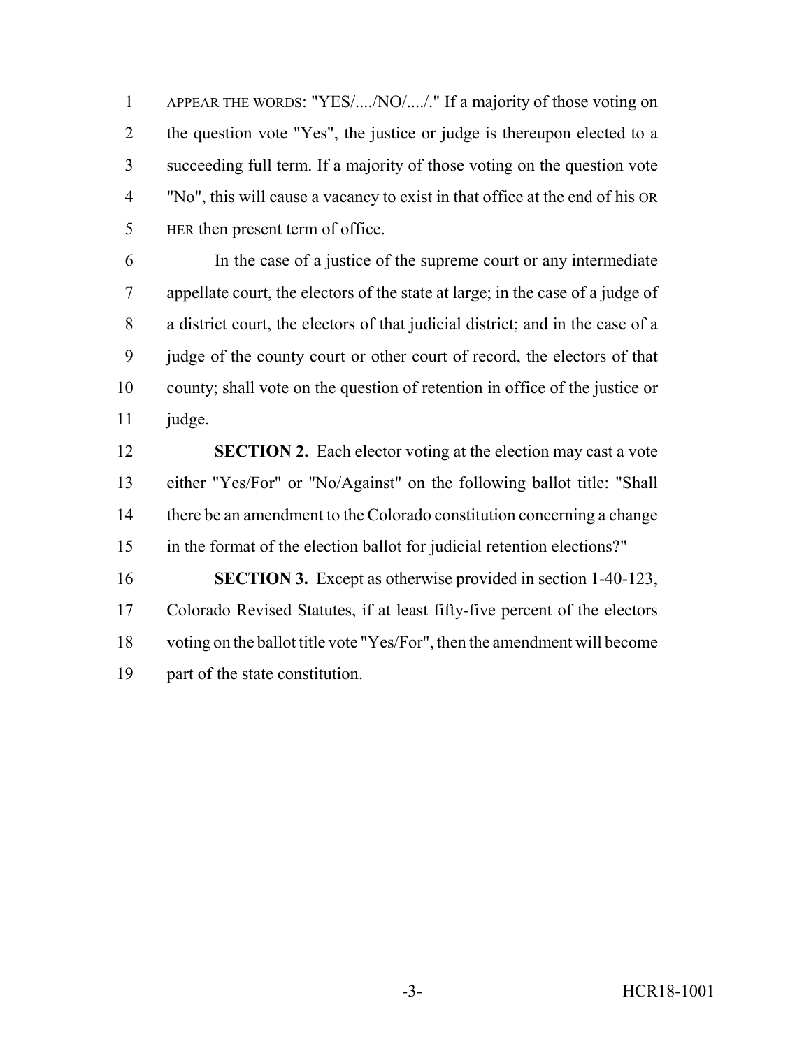APPEAR THE WORDS: "YES/..../NO/..../." If a majority of those voting on the question vote "Yes", the justice or judge is thereupon elected to a succeeding full term. If a majority of those voting on the question vote "No", this will cause a vacancy to exist in that office at the end of his OR HER then present term of office.

In the case of a justice of the supreme court or any intermediate appellate court, the electors of the state at large; in the case of a judge of a district court, the electors of that judicial district; and in the case of a judge of the county court or other court of record, the electors of that county; shall vote on the question of retention in office of the justice or judge.

**SECTION 2.** Each elector voting at the election may cast a vote either "Yes/For" or "No/Against" on the following ballot title: "Shall there be an amendment to the Colorado constitution concerning a change in the format of the election ballot for judicial retention elections?"

**SECTION 3.** Except as otherwise provided in section 1-40-123, Colorado Revised Statutes, if at least fifty-five percent of the electors voting on the ballot title vote "Yes/For", then the amendment will become part of the state constitution.